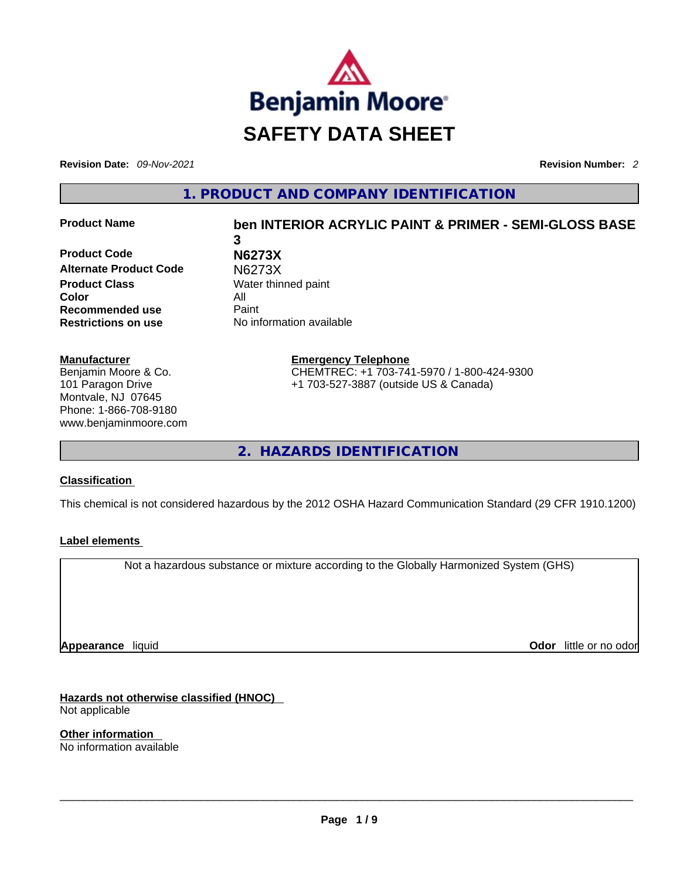Benjamin Moore

# SAFETY DATA SHEET

**Revision Date:** *09-Nov-2021* **Revision Number:** *2*

## 1. PRODUCT AND COMPANY IDENTIFICATION

| | |
|---|---|
| **Product Name** | **ben INTERIOR ACRYLIC PAINT & PRIMER - SEMI-GLOSS BASE 3** |
| **Product Code** | **N6273X** |
| **Alternate Product Code** | N6273X |
| **Product Class** | Water thinned paint |
| **Color** | All |
| **Recommended use** | Paint |
| **Restrictions on use** | No information available |

**Manufacturer**
Benjamin Moore & Co.
101 Paragon Drive
Montvale, NJ 07645
Phone: 1-866-708-9180
www.benjaminmoore.com

**Emergency Telephone**
CHEMTREC: +1 703-741-5970 / 1-800-424-9300
+1 703-527-3887 (outside US & Canada)

## 2. HAZARDS IDENTIFICATION

**Classification**

This chemical is not considered hazardous by the 2012 OSHA Hazard Communication Standard (29 CFR 1910.1200)

**Label elements**

Not a hazardous substance or mixture according to the Globally Harmonized System (GHS)

**Appearance** liquid **Odor** little or no odor

**Hazards not otherwise classified (HNOC)**
Not applicable

**Other information**
No information available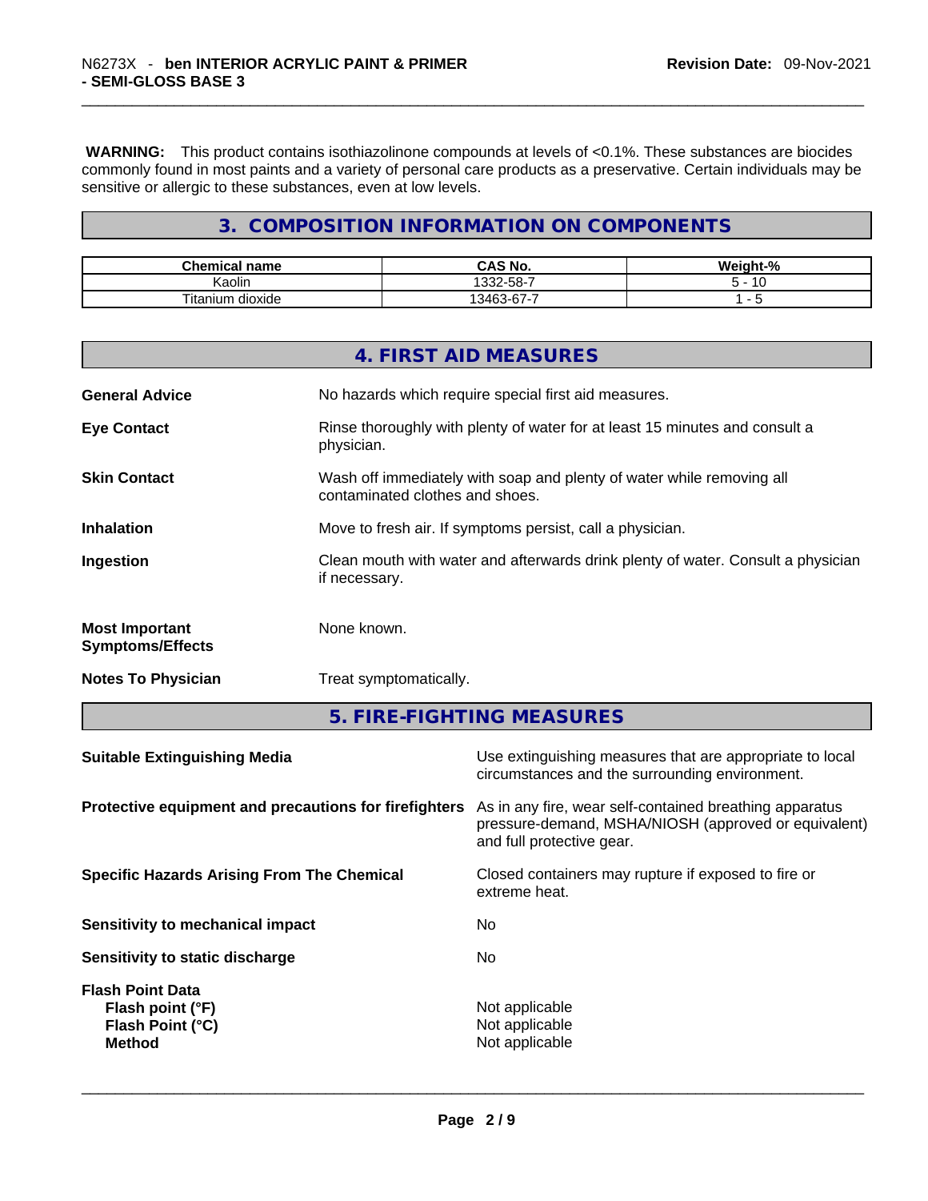**WARNING:** This product contains isothiazolinone compounds at levels of <0.1%. These substances are biocides commonly found in most paints and a variety of personal care products as a preservative. Certain individuals may be sensitive or allergic to these substances, even at low levels.

## 3. COMPOSITION INFORMATION ON COMPONENTS

| Chemical name | CAS No. | Weight-% |
|---|---|---|
| Kaolin | 1332-58-7 | 5 - 10 |
| Titanium dioxide | 13463-67-7 | 1 - 5 |

## 4. FIRST AID MEASURES

**General Advice**  
No hazards which require special first aid measures.

**Eye Contact**  
Rinse thoroughly with plenty of water for at least 15 minutes and consult a physician.

**Skin Contact**  
Wash off immediately with soap and plenty of water while removing all contaminated clothes and shoes.

**Inhalation**  
Move to fresh air. If symptoms persist, call a physician.

**Ingestion**  
Clean mouth with water and afterwards drink plenty of water. Consult a physician if necessary.

**Most Important Symptoms/Effects**  
None known.

**Notes To Physician**  
Treat symptomatically.

## 5. FIRE-FIGHTING MEASURES

**Suitable Extinguishing Media**  
Use extinguishing measures that are appropriate to local circumstances and the surrounding environment.

**Protective equipment and precautions for firefighters**  
As in any fire, wear self-contained breathing apparatus pressure-demand, MSHA/NIOSH (approved or equivalent) and full protective gear.

**Specific Hazards Arising From The Chemical**  
Closed containers may rupture if exposed to fire or extreme heat.

**Sensitivity to mechanical impact**  
No

**Sensitivity to static discharge**  
No

**Flash Point Data**  
**Flash point (°F)** Not applicable  
**Flash Point (°C)** Not applicable  
**Method** Not applicable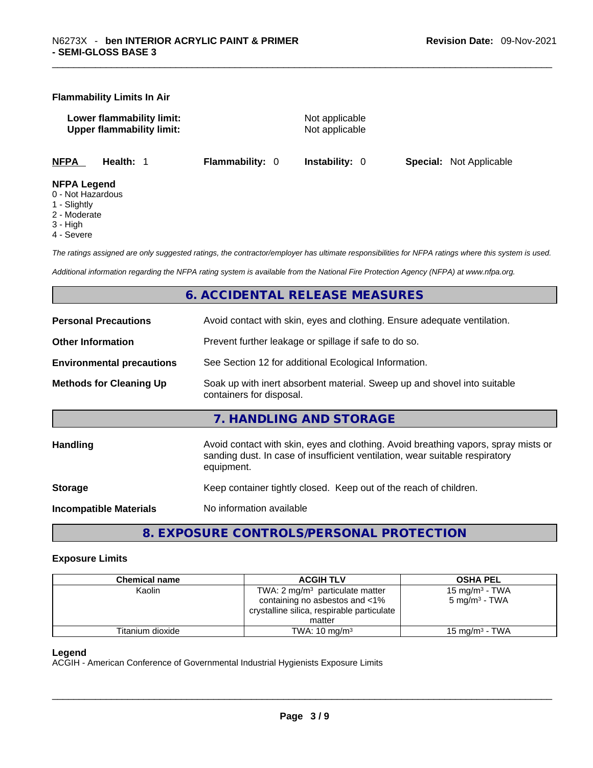### Flammability Limits In Air

**Lower flammability limit:** Not applicable
**Upper flammability limit:** Not applicable

**NFPA** **Health:** 1 **Flammability:** 0 **Instability:** 0 **Special:** Not Applicable

**NFPA Legend**
0 - Not Hazardous
1 - Slightly
2 - Moderate
3 - High
4 - Severe

*The ratings assigned are only suggested ratings, the contractor/employer has ultimate responsibilities for NFPA ratings where this system is used.*

*Additional information regarding the NFPA rating system is available from the National Fire Protection Agency (NFPA) at www.nfpa.org.*

## 6. ACCIDENTAL RELEASE MEASURES

**Personal Precautions** Avoid contact with skin, eyes and clothing. Ensure adequate ventilation.

**Other Information** Prevent further leakage or spillage if safe to do so.

**Environmental precautions** See Section 12 for additional Ecological Information.

**Methods for Cleaning Up** Soak up with inert absorbent material. Sweep up and shovel into suitable containers for disposal.

## 7. HANDLING AND STORAGE

**Handling** Avoid contact with skin, eyes and clothing. Avoid breathing vapors, spray mists or sanding dust. In case of insufficient ventilation, wear suitable respiratory equipment.

**Storage** Keep container tightly closed. Keep out of the reach of children.

**Incompatible Materials** No information available

## 8. EXPOSURE CONTROLS/PERSONAL PROTECTION

### Exposure Limits

| Chemical name | ACGIH TLV | OSHA PEL |
|---|---|---|
| Kaolin | TWA: 2 mg/m³ particulate matter containing no asbestos and <1% crystalline silica, respirable particulate matter | 15 mg/m³ - TWA<br>5 mg/m³ - TWA |
| Titanium dioxide | TWA: 10 mg/m³ | 15 mg/m³ - TWA |

**Legend**
ACGIH - American Conference of Governmental Industrial Hygienists Exposure Limits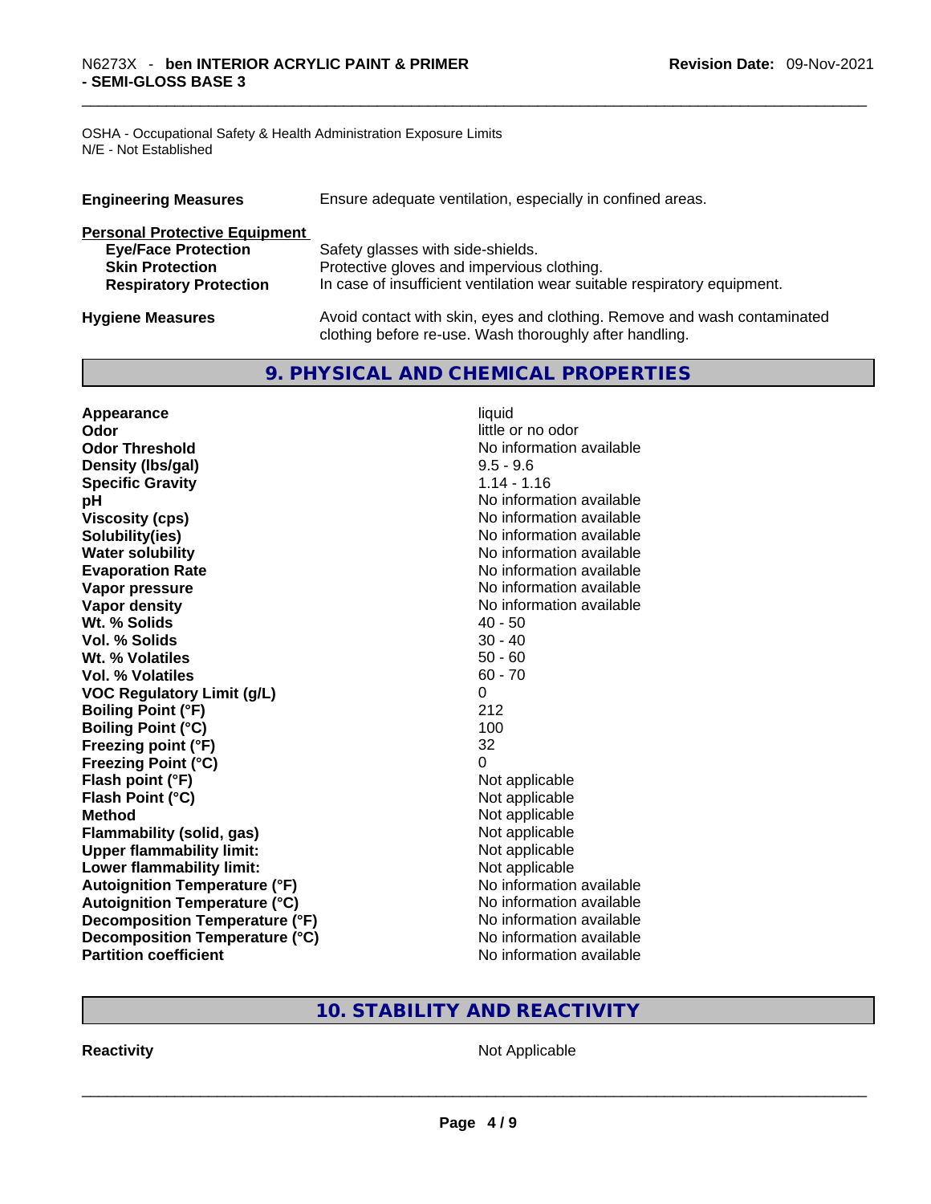OSHA - Occupational Safety & Health Administration Exposure Limits
N/E - Not Established

| | |
|---|---|
| **Engineering Measures** | Ensure adequate ventilation, especially in confined areas. |

**Personal Protective Equipment**

| | |
|---|---|
| **Eye/Face Protection** | Safety glasses with side-shields. |
| **Skin Protection** | Protective gloves and impervious clothing. |
| **Respiratory Protection** | In case of insufficient ventilation wear suitable respiratory equipment. |

| | |
|---|---|
| **Hygiene Measures** | Avoid contact with skin, eyes and clothing. Remove and wash contaminated clothing before re-use. Wash thoroughly after handling. |

## 9. PHYSICAL AND CHEMICAL PROPERTIES

| | |
|---|---|
| **Appearance** | liquid |
| **Odor** | little or no odor |
| **Odor Threshold** | No information available |
| **Density (lbs/gal)** | 9.5 - 9.6 |
| **Specific Gravity** | 1.14 - 1.16 |
| **pH** | No information available |
| **Viscosity (cps)** | No information available |
| **Solubility(ies)** | No information available |
| **Water solubility** | No information available |
| **Evaporation Rate** | No information available |
| **Vapor pressure** | No information available |
| **Vapor density** | No information available |
| **Wt. % Solids** | 40 - 50 |
| **Vol. % Solids** | 30 - 40 |
| **Wt. % Volatiles** | 50 - 60 |
| **Vol. % Volatiles** | 60 - 70 |
| **VOC Regulatory Limit (g/L)** | 0 |
| **Boiling Point (°F)** | 212 |
| **Boiling Point (°C)** | 100 |
| **Freezing point (°F)** | 32 |
| **Freezing Point (°C)** | 0 |
| **Flash point (°F)** | Not applicable |
| **Flash Point (°C)** | Not applicable |
| **Method** | Not applicable |
| **Flammability (solid, gas)** | Not applicable |
| **Upper flammability limit:** | Not applicable |
| **Lower flammability limit:** | Not applicable |
| **Autoignition Temperature (°F)** | No information available |
| **Autoignition Temperature (°C)** | No information available |
| **Decomposition Temperature (°F)** | No information available |
| **Decomposition Temperature (°C)** | No information available |
| **Partition coefficient** | No information available |

## 10. STABILITY AND REACTIVITY

| | |
|---|---|
| **Reactivity** | Not Applicable |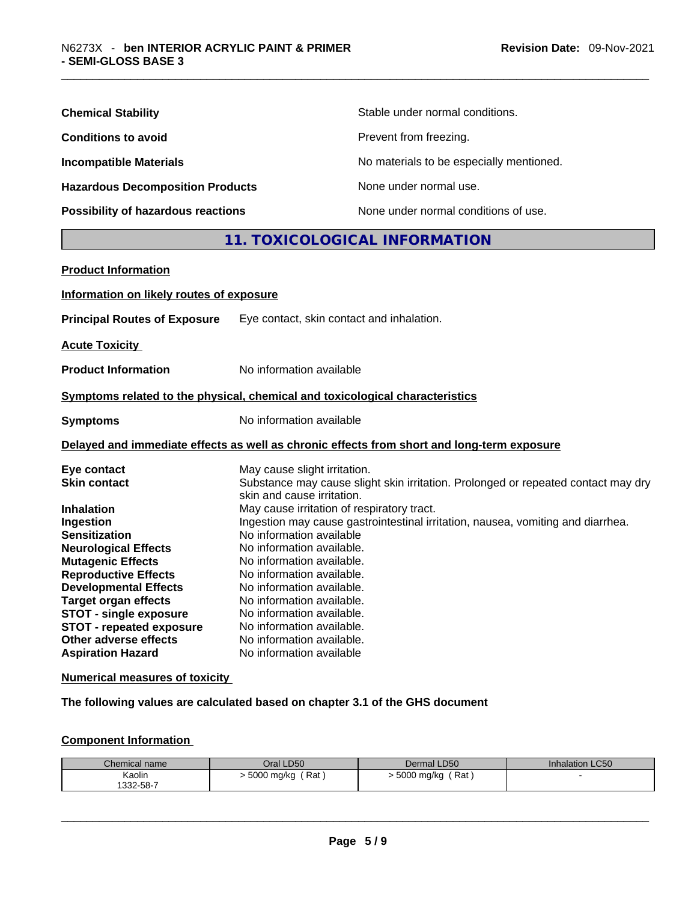| | |
|---|---|
| **Chemical Stability** | Stable under normal conditions. |
| **Conditions to avoid** | Prevent from freezing. |
| **Incompatible Materials** | No materials to be especially mentioned. |
| **Hazardous Decomposition Products** | None under normal use. |
| **Possibility of hazardous reactions** | None under normal conditions of use. |

## 11. TOXICOLOGICAL INFORMATION

**Product Information**

**Information on likely routes of exposure**

**Principal Routes of Exposure** Eye contact, skin contact and inhalation.

**Acute Toxicity**

**Product Information** No information available

**Symptoms related to the physical, chemical and toxicological characteristics**

**Symptoms** No information available

**Delayed and immediate effects as well as chronic effects from short and long-term exposure**

| | |
|---|---|
| **Eye contact** | May cause slight irritation. |
| **Skin contact** | Substance may cause slight skin irritation. Prolonged or repeated contact may dry skin and cause irritation. |
| **Inhalation** | May cause irritation of respiratory tract. |
| **Ingestion** | Ingestion may cause gastrointestinal irritation, nausea, vomiting and diarrhea. |
| **Sensitization** | No information available |
| **Neurological Effects** | No information available. |
| **Mutagenic Effects** | No information available. |
| **Reproductive Effects** | No information available. |
| **Developmental Effects** | No information available. |
| **Target organ effects** | No information available. |
| **STOT - single exposure** | No information available. |
| **STOT - repeated exposure** | No information available. |
| **Other adverse effects** | No information available. |
| **Aspiration Hazard** | No information available |

**Numerical measures of toxicity**

**The following values are calculated based on chapter 3.1 of the GHS document**

**Component Information**

| Chemical name | Oral LD50 | Dermal LD50 | Inhalation LC50 |
|---|---|---|---|
| Kaolin<br>1332-58-7 | > 5000 mg/kg ( Rat ) | > 5000 mg/kg ( Rat ) | - |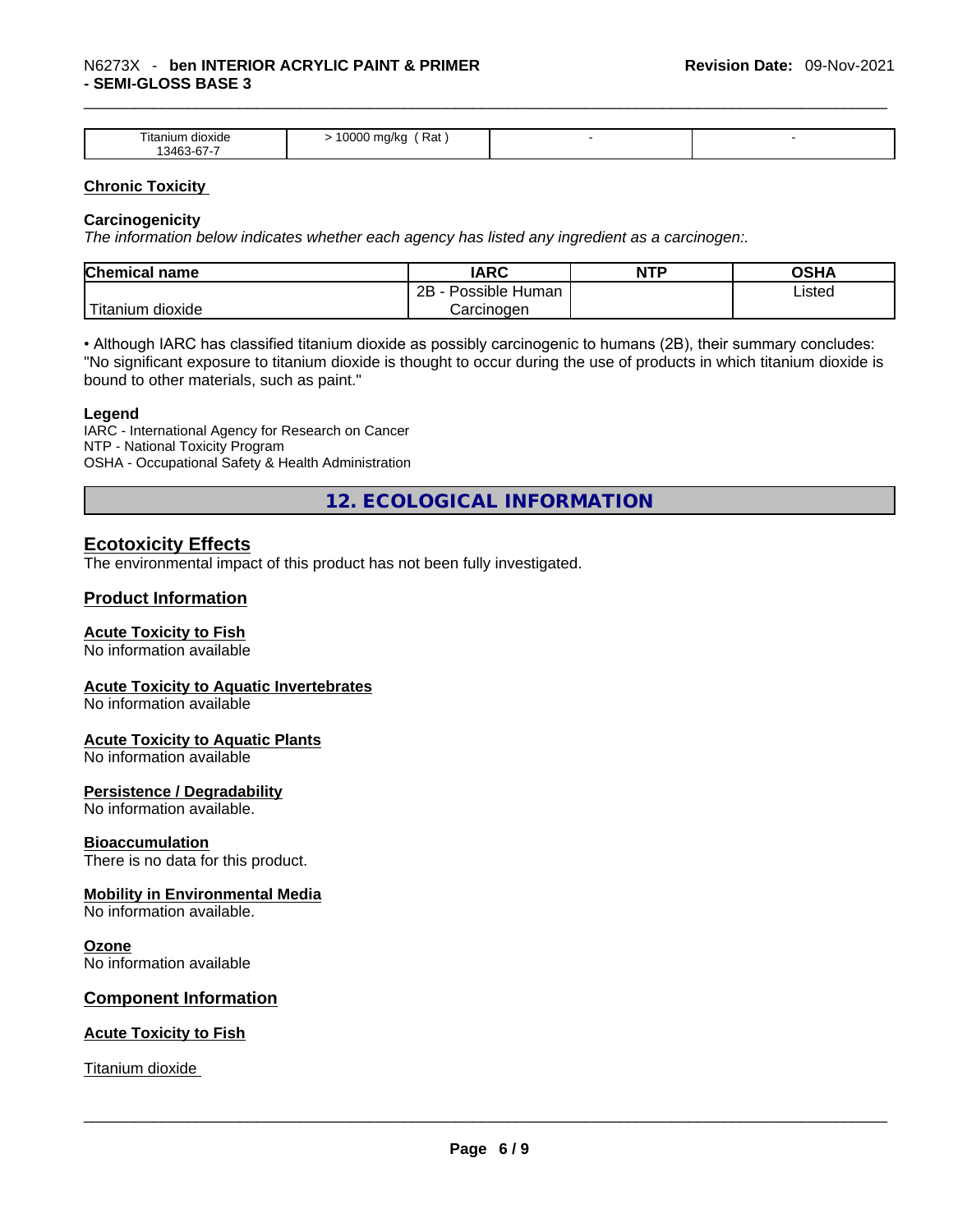| Titanium dioxide 13463-67-7 | > 10000 mg/kg ( Rat ) | - | - |
|---|---|---|---|

## Chronic Toxicity

### Carcinogenicity

*The information below indicates whether each agency has listed any ingredient as a carcinogen:.*

| Chemical name | IARC | NTP | OSHA |
|---|---|---|---|
| Titanium dioxide | 2B - Possible Human Carcinogen | | Listed |

• Although IARC has classified titanium dioxide as possibly carcinogenic to humans (2B), their summary concludes: "No significant exposure to titanium dioxide is thought to occur during the use of products in which titanium dioxide is bound to other materials, such as paint."

**Legend**

IARC - International Agency for Research on Cancer
NTP - National Toxicity Program
OSHA - Occupational Safety & Health Administration

# 12. ECOLOGICAL INFORMATION

## Ecotoxicity Effects

The environmental impact of this product has not been fully investigated.

## Product Information

### Acute Toxicity to Fish

No information available

### Acute Toxicity to Aquatic Invertebrates

No information available

### Acute Toxicity to Aquatic Plants

No information available

### Persistence / Degradability

No information available.

### Bioaccumulation

There is no data for this product.

### Mobility in Environmental Media

No information available.

### Ozone

No information available

## Component Information

### Acute Toxicity to Fish

Titanium dioxide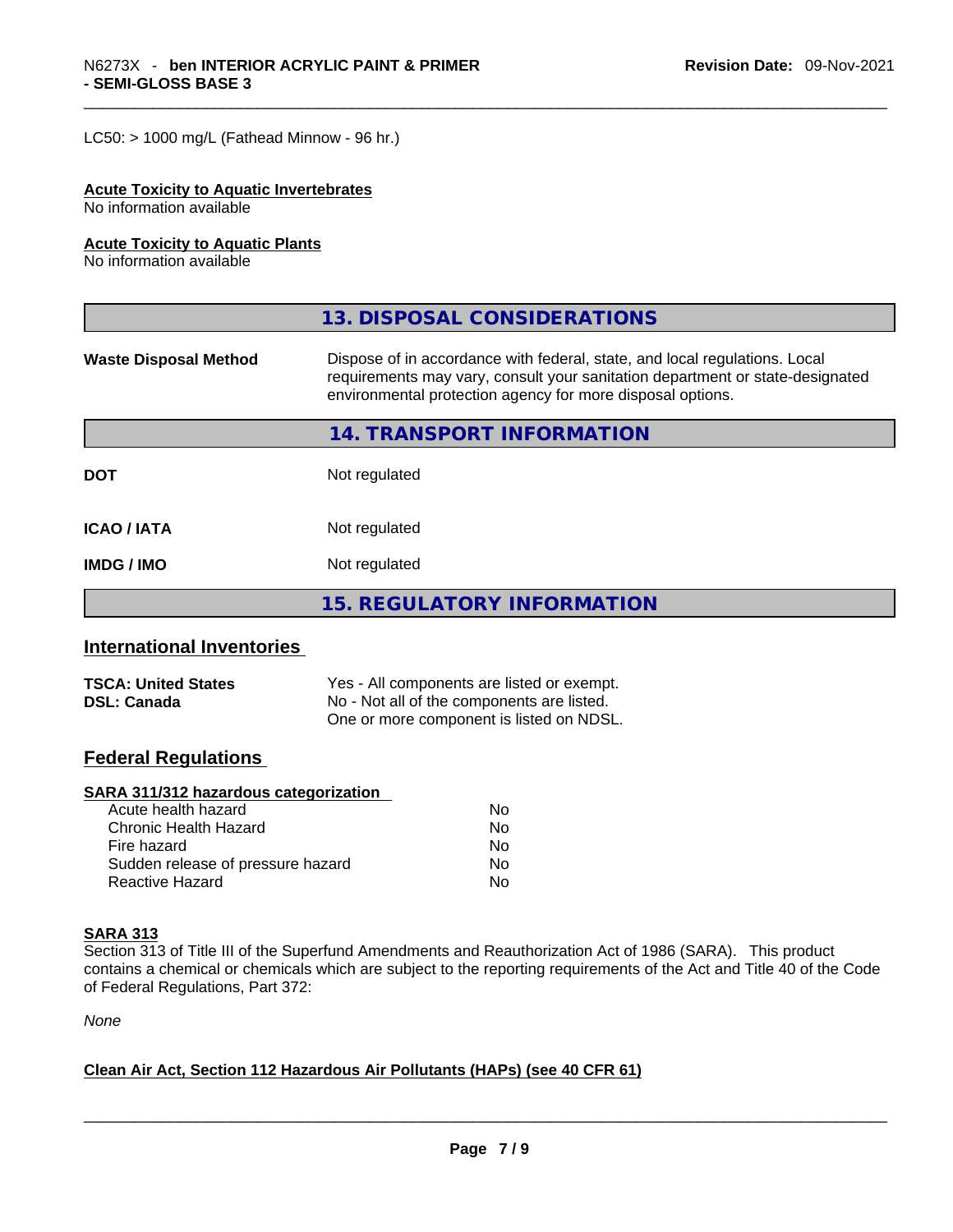LC50: > 1000 mg/L (Fathead Minnow - 96 hr.)

**Acute Toxicity to Aquatic Invertebrates**
No information available

**Acute Toxicity to Aquatic Plants**
No information available

## 13. DISPOSAL CONSIDERATIONS

| | |
|---|---|
| **Waste Disposal Method** | Dispose of in accordance with federal, state, and local regulations. Local requirements may vary, consult your sanitation department or state-designated environmental protection agency for more disposal options. |

## 14. TRANSPORT INFORMATION

| | |
|---|---|
| **DOT** | Not regulated |
| **ICAO / IATA** | Not regulated |
| **IMDG / IMO** | Not regulated |

## 15. REGULATORY INFORMATION

### International Inventories

| | |
|---|---|
| **TSCA: United States** | Yes - All components are listed or exempt. |
| **DSL: Canada** | No - Not all of the components are listed. One or more component is listed on NDSL. |

### Federal Regulations

**SARA 311/312 hazardous categorization**

| | |
|---|---|
| Acute health hazard | No |
| Chronic Health Hazard | No |
| Fire hazard | No |
| Sudden release of pressure hazard | No |
| Reactive Hazard | No |

**SARA 313**
Section 313 of Title III of the Superfund Amendments and Reauthorization Act of 1986 (SARA). This product contains a chemical or chemicals which are subject to the reporting requirements of the Act and Title 40 of the Code of Federal Regulations, Part 372:

*None*

**Clean Air Act, Section 112 Hazardous Air Pollutants (HAPs) (see 40 CFR 61)**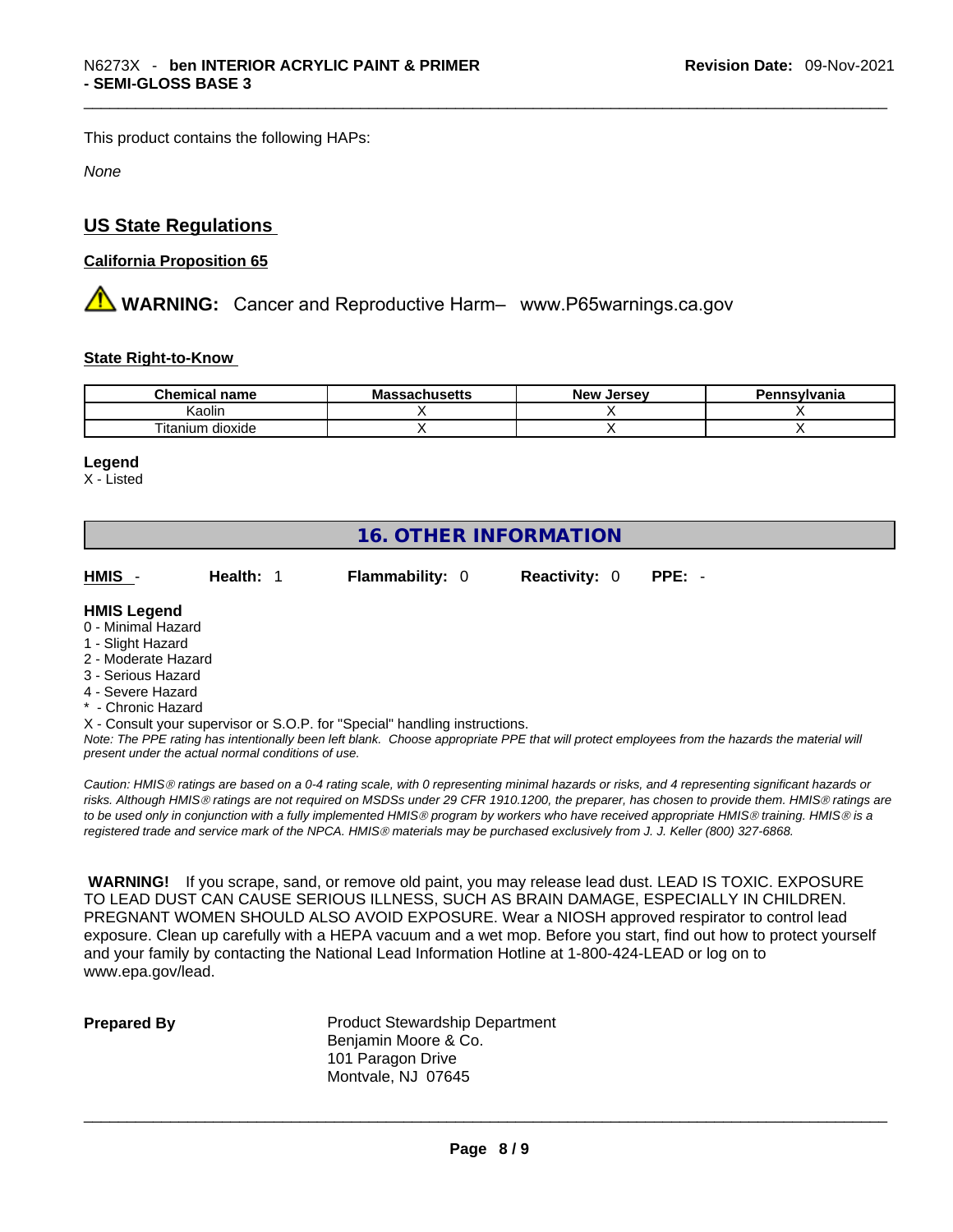This product contains the following HAPs:

*None*

## US State Regulations

**California Proposition 65**

⚠ **WARNING:** Cancer and Reproductive Harm– www.P65warnings.ca.gov

**State Right-to-Know**

| Chemical name | Massachusetts | New Jersey | Pennsylvania |
|---|---|---|---|
| Kaolin | X | X | X |
| Titanium dioxide | X | X | X |

**Legend**
X - Listed

## 16. OTHER INFORMATION

**HMIS** - **Health:** 1 **Flammability:** 0 **Reactivity:** 0 **PPE:** -

**HMIS Legend**
0 - Minimal Hazard
1 - Slight Hazard
2 - Moderate Hazard
3 - Serious Hazard
4 - Severe Hazard
* - Chronic Hazard
X - Consult your supervisor or S.O.P. for "Special" handling instructions.

*Note: The PPE rating has intentionally been left blank. Choose appropriate PPE that will protect employees from the hazards the material will present under the actual normal conditions of use.*

*Caution: HMIS® ratings are based on a 0-4 rating scale, with 0 representing minimal hazards or risks, and 4 representing significant hazards or risks. Although HMIS® ratings are not required on MSDSs under 29 CFR 1910.1200, the preparer, has chosen to provide them. HMIS® ratings are to be used only in conjunction with a fully implemented HMIS® program by workers who have received appropriate HMIS® training. HMIS® is a registered trade and service mark of the NPCA. HMIS® materials may be purchased exclusively from J. J. Keller (800) 327-6868.*

**WARNING!** If you scrape, sand, or remove old paint, you may release lead dust. LEAD IS TOXIC. EXPOSURE TO LEAD DUST CAN CAUSE SERIOUS ILLNESS, SUCH AS BRAIN DAMAGE, ESPECIALLY IN CHILDREN. PREGNANT WOMEN SHOULD ALSO AVOID EXPOSURE. Wear a NIOSH approved respirator to control lead exposure. Clean up carefully with a HEPA vacuum and a wet mop. Before you start, find out how to protect yourself and your family by contacting the National Lead Information Hotline at 1-800-424-LEAD or log on to www.epa.gov/lead.

**Prepared By**

Product Stewardship Department
Benjamin Moore & Co.
101 Paragon Drive
Montvale, NJ 07645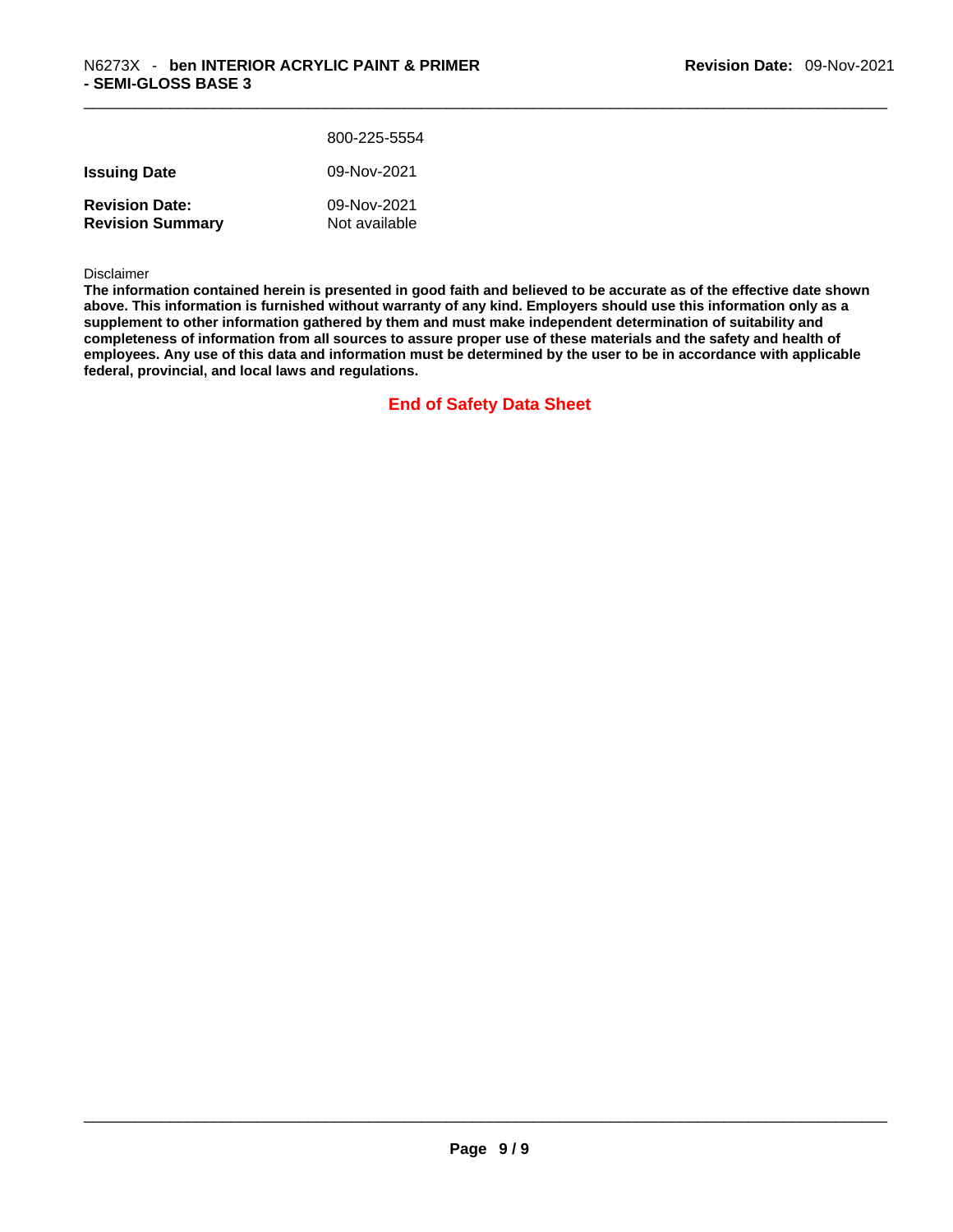| | |
|---|---|
| | 800-225-5554 |
| **Issuing Date** | 09-Nov-2021 |
| **Revision Date:** | 09-Nov-2021 |
| **Revision Summary** | Not available |

Disclaimer

**The information contained herein is presented in good faith and believed to be accurate as of the effective date shown above. This information is furnished without warranty of any kind. Employers should use this information only as a supplement to other information gathered by them and must make independent determination of suitability and completeness of information from all sources to assure proper use of these materials and the safety and health of employees. Any use of this data and information must be determined by the user to be in accordance with applicable federal, provincial, and local laws and regulations.**

**End of Safety Data Sheet**